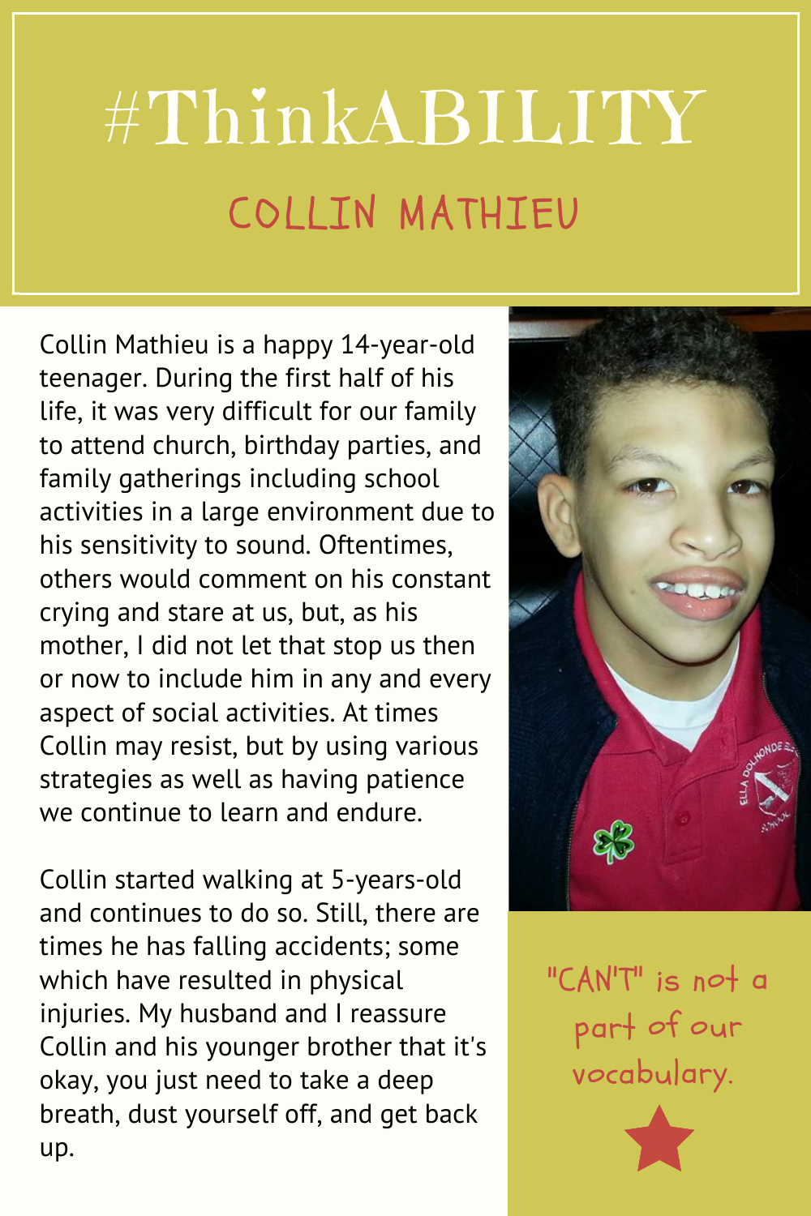# #ThinkABILITY

## COLLIN MATHIEU

Collin Mathieu is a happy 14-year-old teenager. During the first half of his life, it was very difficult for our family to attend church, birthday parties, and family gatherings including school activities in a large environment due to his sensitivity to sound. Oftentimes, others would comment on his constant crying and stare at us, but, as his mother, I did not let that stop us then or now to include him in any and every aspect of social activities. At times Collin may resist, but by using various strategies as well as having patience we continue to learn and endure.

Collin started walking at 5-years-old and continues to do so. Still, there are times he has falling accidents; some which have resulted in physical injuries. My husband and I reassure Collin and his younger brother that it's okay, you just need to take a deep breath, dust yourself off, and get back up.

"CAN'T" is not a part of our vocabulary.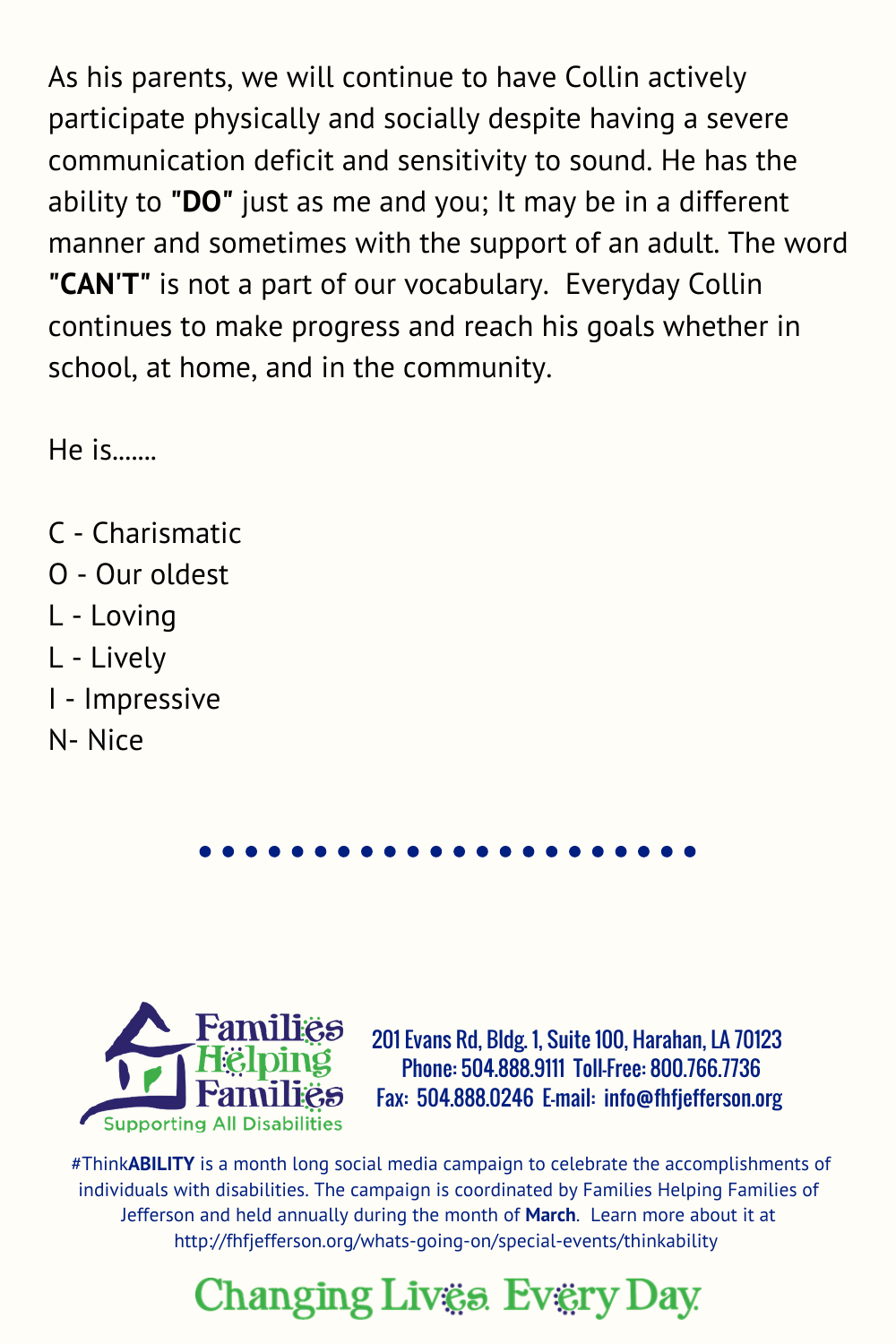As his parents, we will continue to have Collin actively participate physically and socially despite having a severe communication deficit and sensitivity to sound. He has the ability to **"DO"** just as me and you; It may be in a different manner and sometimes with the support of an adult. The word **"CAN'T"** is not a part of our vocabulary.  Everyday Collin continues to make progress and reach his goals whether in school, at home, and in the community.

He is.......

C - Charismatic
O - Our oldest
L - Loving
L - Lively
I - Impressive
N- Nice

Families Helping Families
Supporting All Disabilities

201 Evans Rd, Bldg. 1, Suite 100, Harahan, LA 70123
Phone: 504.888.9111 Toll-Free: 800.766.7736
Fax: 504.888.0246 E-mail: info@fhfjefferson.org

#Think**ABILITY** is a month long social media campaign to celebrate the accomplishments of individuals with disabilities. The campaign is coordinated by Families Helping Families of Jefferson and held annually during the month of **March**. Learn more about it at http://fhfjefferson.org/whats-going-on/special-events/thinkability

Changing Lives Every Day.